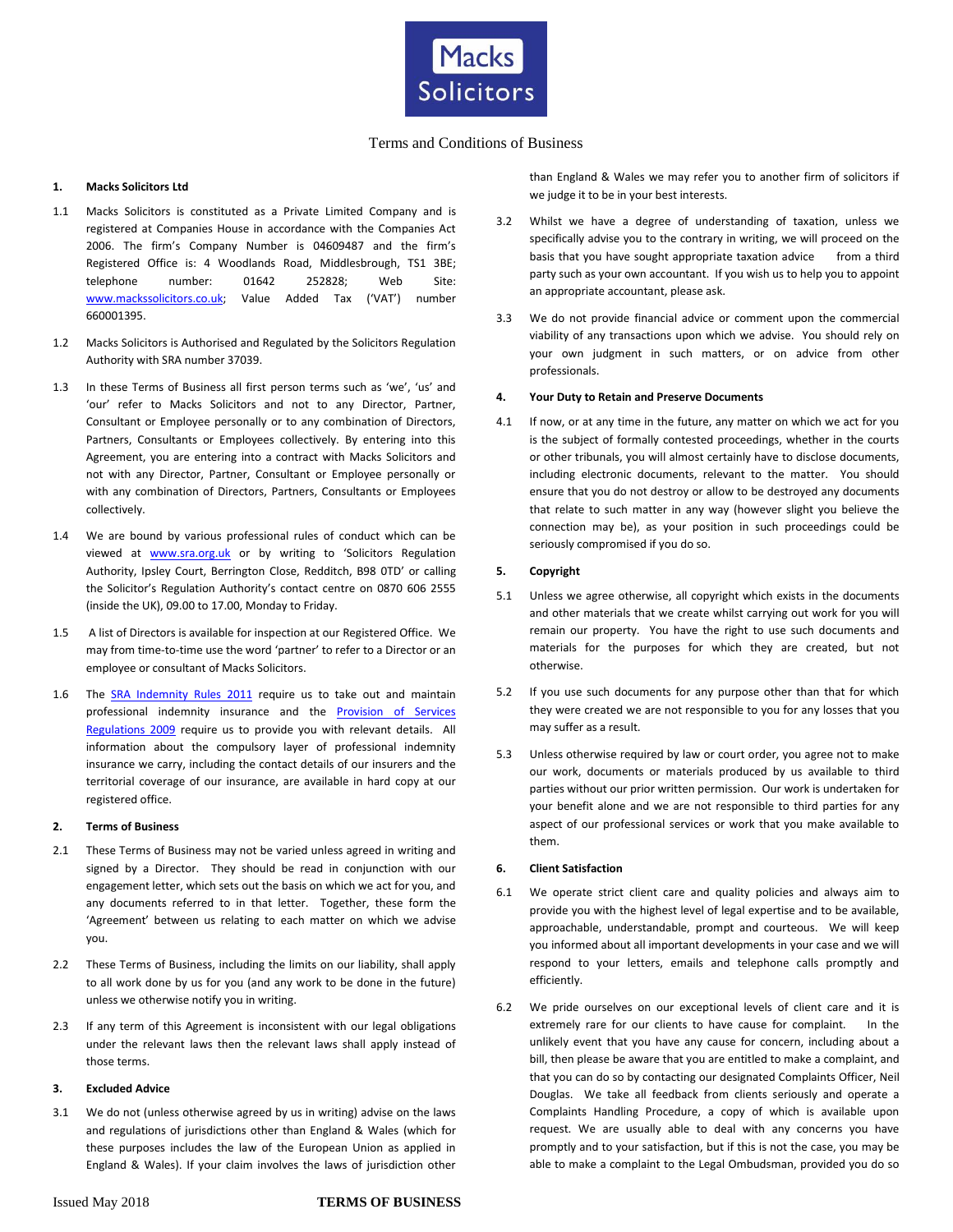# Macks Solicitors

Terms and Conditions of Business

## 1. Macks Solicitors Ltd

1.1 Macks Solicitors is constituted as a Private Limited Company and is registered at Companies House in accordance with the Companies Act 2006. The firm's Company Number is 04609487 and the firm's Registered Office is: 4 Woodlands Road, Middlesbrough, TS1 3BE; telephone number: 01642 252828; Web Site: www.mackssolicitors.co.uk; Value Added Tax ('VAT') number 660001395.

1.2 Macks Solicitors is Authorised and Regulated by the Solicitors Regulation Authority with SRA number 37039.

1.3 In these Terms of Business all first person terms such as 'we', 'us' and 'our' refer to Macks Solicitors and not to any Director, Partner, Consultant or Employee personally or to any combination of Directors, Partners, Consultants or Employees collectively. By entering into this Agreement, you are entering into a contract with Macks Solicitors and not with any Director, Partner, Consultant or Employee personally or with any combination of Directors, Partners, Consultants or Employees collectively.

1.4 We are bound by various professional rules of conduct which can be viewed at www.sra.org.uk or by writing to 'Solicitors Regulation Authority, Ipsley Court, Berrington Close, Redditch, B98 0TD' or calling the Solicitor's Regulation Authority's contact centre on 0870 606 2555 (inside the UK), 09.00 to 17.00, Monday to Friday.

1.5 A list of Directors is available for inspection at our Registered Office. We may from time-to-time use the word 'partner' to refer to a Director or an employee or consultant of Macks Solicitors.

1.6 The SRA Indemnity Rules 2011 require us to take out and maintain professional indemnity insurance and the Provision of Services Regulations 2009 require us to provide you with relevant details. All information about the compulsory layer of professional indemnity insurance we carry, including the contact details of our insurers and the territorial coverage of our insurance, are available in hard copy at our registered office.

## 2. Terms of Business

2.1 These Terms of Business may not be varied unless agreed in writing and signed by a Director. They should be read in conjunction with our engagement letter, which sets out the basis on which we act for you, and any documents referred to in that letter. Together, these form the 'Agreement' between us relating to each matter on which we advise you.

2.2 These Terms of Business, including the limits on our liability, shall apply to all work done by us for you (and any work to be done in the future) unless we otherwise notify you in writing.

2.3 If any term of this Agreement is inconsistent with our legal obligations under the relevant laws then the relevant laws shall apply instead of those terms.

## 3. Excluded Advice

3.1 We do not (unless otherwise agreed by us in writing) advise on the laws and regulations of jurisdictions other than England & Wales (which for these purposes includes the law of the European Union as applied in England & Wales). If your claim involves the laws of jurisdiction other than England & Wales we may refer you to another firm of solicitors if we judge it to be in your best interests.

3.2 Whilst we have a degree of understanding of taxation, unless we specifically advise you to the contrary in writing, we will proceed on the basis that you have sought appropriate taxation advice from a third party such as your own accountant. If you wish us to help you to appoint an appropriate accountant, please ask.

3.3 We do not provide financial advice or comment upon the commercial viability of any transactions upon which we advise. You should rely on your own judgment in such matters, or on advice from other professionals.

## 4. Your Duty to Retain and Preserve Documents

4.1 If now, or at any time in the future, any matter on which we act for you is the subject of formally contested proceedings, whether in the courts or other tribunals, you will almost certainly have to disclose documents, including electronic documents, relevant to the matter. You should ensure that you do not destroy or allow to be destroyed any documents that relate to such matter in any way (however slight you believe the connection may be), as your position in such proceedings could be seriously compromised if you do so.

## 5. Copyright

5.1 Unless we agree otherwise, all copyright which exists in the documents and other materials that we create whilst carrying out work for you will remain our property. You have the right to use such documents and materials for the purposes for which they are created, but not otherwise.

5.2 If you use such documents for any purpose other than that for which they were created we are not responsible to you for any losses that you may suffer as a result.

5.3 Unless otherwise required by law or court order, you agree not to make our work, documents or materials produced by us available to third parties without our prior written permission. Our work is undertaken for your benefit alone and we are not responsible to third parties for any aspect of our professional services or work that you make available to them.

## 6. Client Satisfaction

6.1 We operate strict client care and quality policies and always aim to provide you with the highest level of legal expertise and to be available, approachable, understandable, prompt and courteous. We will keep you informed about all important developments in your case and we will respond to your letters, emails and telephone calls promptly and efficiently.

6.2 We pride ourselves on our exceptional levels of client care and it is extremely rare for our clients to have cause for complaint. In the unlikely event that you have any cause for concern, including about a bill, then please be aware that you are entitled to make a complaint, and that you can do so by contacting our designated Complaints Officer, Neil Douglas. We take all feedback from clients seriously and operate a Complaints Handling Procedure, a copy of which is available upon request. We are usually able to deal with any concerns you have promptly and to your satisfaction, but if this is not the case, you may be able to make a complaint to the Legal Ombudsman, provided you do so

Issued May 2018 TERMS OF BUSINESS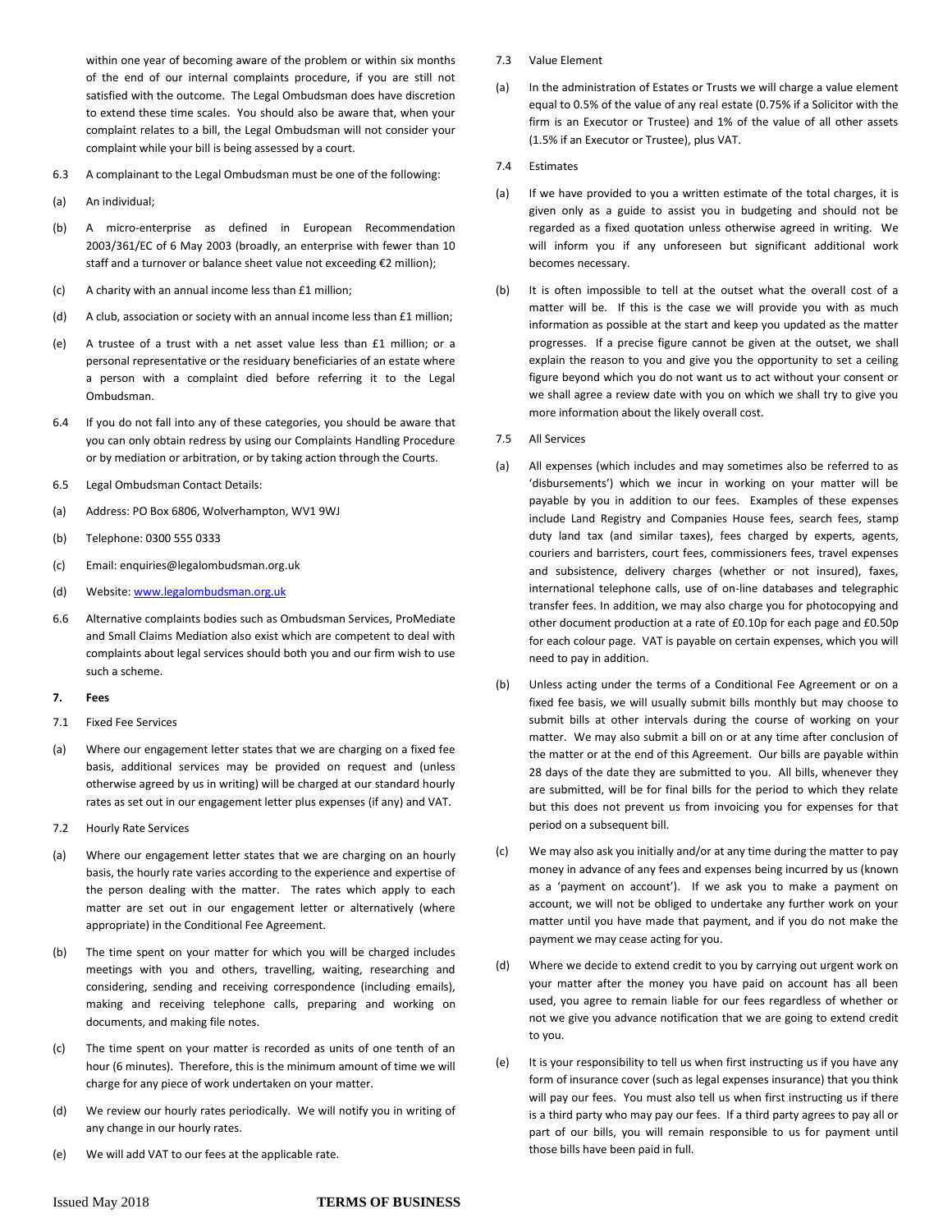within one year of becoming aware of the problem or within six months of the end of our internal complaints procedure, if you are still not satisfied with the outcome. The Legal Ombudsman does have discretion to extend these time scales. You should also be aware that, when your complaint relates to a bill, the Legal Ombudsman will not consider your complaint while your bill is being assessed by a court.

6.3 A complainant to the Legal Ombudsman must be one of the following:

(a) An individual;

(b) A micro-enterprise as defined in European Recommendation 2003/361/EC of 6 May 2003 (broadly, an enterprise with fewer than 10 staff and a turnover or balance sheet value not exceeding €2 million);

(c) A charity with an annual income less than £1 million;

(d) A club, association or society with an annual income less than £1 million;

(e) A trustee of a trust with a net asset value less than £1 million; or a personal representative or the residuary beneficiaries of an estate where a person with a complaint died before referring it to the Legal Ombudsman.

6.4 If you do not fall into any of these categories, you should be aware that you can only obtain redress by using our Complaints Handling Procedure or by mediation or arbitration, or by taking action through the Courts.

6.5 Legal Ombudsman Contact Details:

(a) Address: PO Box 6806, Wolverhampton, WV1 9WJ

(b) Telephone: 0300 555 0333

(c) Email: enquiries@legalombudsman.org.uk

(d) Website: www.legalombudsman.org.uk

6.6 Alternative complaints bodies such as Ombudsman Services, ProMediate and Small Claims Mediation also exist which are competent to deal with complaints about legal services should both you and our firm wish to use such a scheme.

**7. Fees**

7.1 Fixed Fee Services

(a) Where our engagement letter states that we are charging on a fixed fee basis, additional services may be provided on request and (unless otherwise agreed by us in writing) will be charged at our standard hourly rates as set out in our engagement letter plus expenses (if any) and VAT.

7.2 Hourly Rate Services

(a) Where our engagement letter states that we are charging on an hourly basis, the hourly rate varies according to the experience and expertise of the person dealing with the matter. The rates which apply to each matter are set out in our engagement letter or alternatively (where appropriate) in the Conditional Fee Agreement.

(b) The time spent on your matter for which you will be charged includes meetings with you and others, travelling, waiting, researching and considering, sending and receiving correspondence (including emails), making and receiving telephone calls, preparing and working on documents, and making file notes.

(c) The time spent on your matter is recorded as units of one tenth of an hour (6 minutes). Therefore, this is the minimum amount of time we will charge for any piece of work undertaken on your matter.

(d) We review our hourly rates periodically. We will notify you in writing of any change in our hourly rates.

(e) We will add VAT to our fees at the applicable rate.

7.3 Value Element

(a) In the administration of Estates or Trusts we will charge a value element equal to 0.5% of the value of any real estate (0.75% if a Solicitor with the firm is an Executor or Trustee) and 1% of the value of all other assets (1.5% if an Executor or Trustee), plus VAT.

7.4 Estimates

(a) If we have provided to you a written estimate of the total charges, it is given only as a guide to assist you in budgeting and should not be regarded as a fixed quotation unless otherwise agreed in writing. We will inform you if any unforeseen but significant additional work becomes necessary.

(b) It is often impossible to tell at the outset what the overall cost of a matter will be. If this is the case we will provide you with as much information as possible at the start and keep you updated as the matter progresses. If a precise figure cannot be given at the outset, we shall explain the reason to you and give you the opportunity to set a ceiling figure beyond which you do not want us to act without your consent or we shall agree a review date with you on which we shall try to give you more information about the likely overall cost.

7.5 All Services

(a) All expenses (which includes and may sometimes also be referred to as 'disbursements') which we incur in working on your matter will be payable by you in addition to our fees. Examples of these expenses include Land Registry and Companies House fees, search fees, stamp duty land tax (and similar taxes), fees charged by experts, agents, couriers and barristers, court fees, commissioners fees, travel expenses and subsistence, delivery charges (whether or not insured), faxes, international telephone calls, use of on-line databases and telegraphic transfer fees. In addition, we may also charge you for photocopying and other document production at a rate of £0.10p for each page and £0.50p for each colour page. VAT is payable on certain expenses, which you will need to pay in addition.

(b) Unless acting under the terms of a Conditional Fee Agreement or on a fixed fee basis, we will usually submit bills monthly but may choose to submit bills at other intervals during the course of working on your matter. We may also submit a bill on or at any time after conclusion of the matter or at the end of this Agreement. Our bills are payable within 28 days of the date they are submitted to you. All bills, whenever they are submitted, will be for final bills for the period to which they relate but this does not prevent us from invoicing you for expenses for that period on a subsequent bill.

(c) We may also ask you initially and/or at any time during the matter to pay money in advance of any fees and expenses being incurred by us (known as a 'payment on account'). If we ask you to make a payment on account, we will not be obliged to undertake any further work on your matter until you have made that payment, and if you do not make the payment we may cease acting for you.

(d) Where we decide to extend credit to you by carrying out urgent work on your matter after the money you have paid on account has all been used, you agree to remain liable for our fees regardless of whether or not we give you advance notification that we are going to extend credit to you.

(e) It is your responsibility to tell us when first instructing us if you have any form of insurance cover (such as legal expenses insurance) that you think will pay our fees. You must also tell us when first instructing us if there is a third party who may pay our fees. If a third party agrees to pay all or part of our bills, you will remain responsible to us for payment until those bills have been paid in full.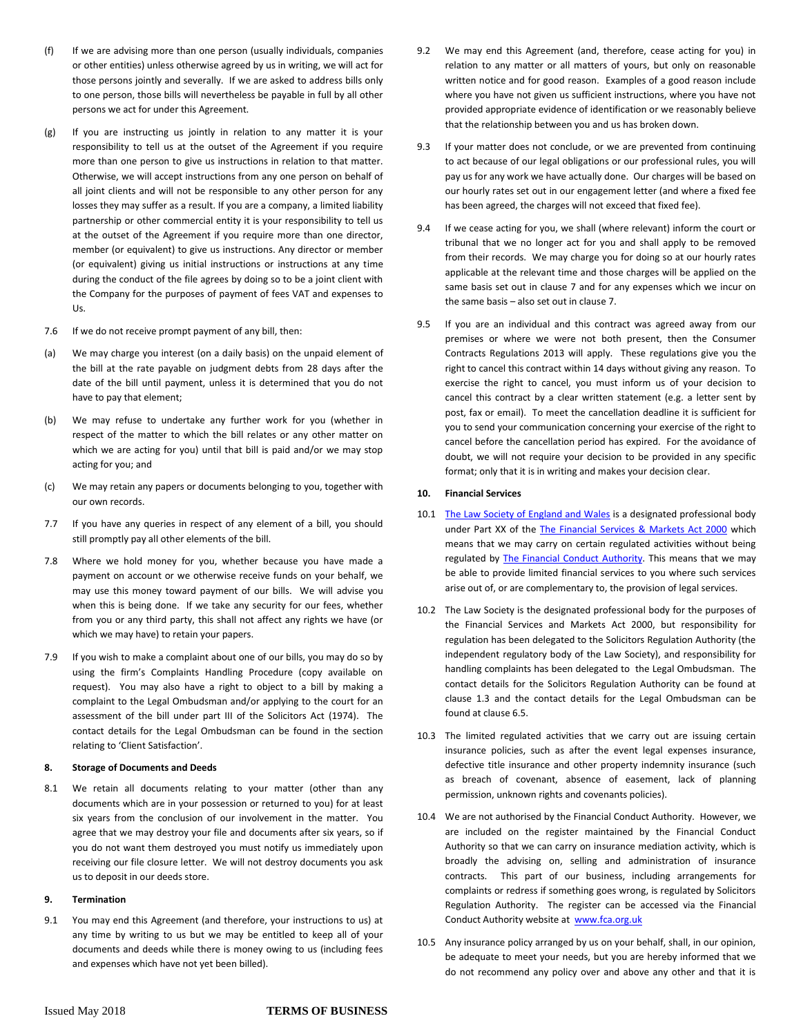(f) If we are advising more than one person (usually individuals, companies or other entities) unless otherwise agreed by us in writing, we will act for those persons jointly and severally. If we are asked to address bills only to one person, those bills will nevertheless be payable in full by all other persons we act for under this Agreement.

(g) If you are instructing us jointly in relation to any matter it is your responsibility to tell us at the outset of the Agreement if you require more than one person to give us instructions in relation to that matter. Otherwise, we will accept instructions from any one person on behalf of all joint clients and will not be responsible to any other person for any losses they may suffer as a result. If you are a company, a limited liability partnership or other commercial entity it is your responsibility to tell us at the outset of the Agreement if you require more than one director, member (or equivalent) to give us instructions. Any director or member (or equivalent) giving us initial instructions or instructions at any time during the conduct of the file agrees by doing so to be a joint client with the Company for the purposes of payment of fees VAT and expenses to Us.

7.6 If we do not receive prompt payment of any bill, then:

(a) We may charge you interest (on a daily basis) on the unpaid element of the bill at the rate payable on judgment debts from 28 days after the date of the bill until payment, unless it is determined that you do not have to pay that element;

(b) We may refuse to undertake any further work for you (whether in respect of the matter to which the bill relates or any other matter on which we are acting for you) until that bill is paid and/or we may stop acting for you; and

(c) We may retain any papers or documents belonging to you, together with our own records.

7.7 If you have any queries in respect of any element of a bill, you should still promptly pay all other elements of the bill.

7.8 Where we hold money for you, whether because you have made a payment on account or we otherwise receive funds on your behalf, we may use this money toward payment of our bills. We will advise you when this is being done. If we take any security for our fees, whether from you or any third party, this shall not affect any rights we have (or which we may have) to retain your papers.

7.9 If you wish to make a complaint about one of our bills, you may do so by using the firm's Complaints Handling Procedure (copy available on request). You may also have a right to object to a bill by making a complaint to the Legal Ombudsman and/or applying to the court for an assessment of the bill under part III of the Solicitors Act (1974). The contact details for the Legal Ombudsman can be found in the section relating to 'Client Satisfaction'.

**8. Storage of Documents and Deeds**

8.1 We retain all documents relating to your matter (other than any documents which are in your possession or returned to you) for at least six years from the conclusion of our involvement in the matter. You agree that we may destroy your file and documents after six years, so if you do not want them destroyed you must notify us immediately upon receiving our file closure letter. We will not destroy documents you ask us to deposit in our deeds store.

**9. Termination**

9.1 You may end this Agreement (and therefore, your instructions to us) at any time by writing to us but we may be entitled to keep all of your documents and deeds while there is money owing to us (including fees and expenses which have not yet been billed).

9.2 We may end this Agreement (and, therefore, cease acting for you) in relation to any matter or all matters of yours, but only on reasonable written notice and for good reason. Examples of a good reason include where you have not given us sufficient instructions, where you have not provided appropriate evidence of identification or we reasonably believe that the relationship between you and us has broken down.

9.3 If your matter does not conclude, or we are prevented from continuing to act because of our legal obligations or our professional rules, you will pay us for any work we have actually done. Our charges will be based on our hourly rates set out in our engagement letter (and where a fixed fee has been agreed, the charges will not exceed that fixed fee).

9.4 If we cease acting for you, we shall (where relevant) inform the court or tribunal that we no longer act for you and shall apply to be removed from their records. We may charge you for doing so at our hourly rates applicable at the relevant time and those charges will be applied on the same basis set out in clause 7 and for any expenses which we incur on the same basis – also set out in clause 7.

9.5 If you are an individual and this contract was agreed away from our premises or where we were not both present, then the Consumer Contracts Regulations 2013 will apply. These regulations give you the right to cancel this contract within 14 days without giving any reason. To exercise the right to cancel, you must inform us of your decision to cancel this contract by a clear written statement (e.g. a letter sent by post, fax or email). To meet the cancellation deadline it is sufficient for you to send your communication concerning your exercise of the right to cancel before the cancellation period has expired. For the avoidance of doubt, we will not require your decision to be provided in any specific format; only that it is in writing and makes your decision clear.

**10. Financial Services**

10.1 The Law Society of England and Wales is a designated professional body under Part XX of the The Financial Services & Markets Act 2000 which means that we may carry on certain regulated activities without being regulated by The Financial Conduct Authority. This means that we may be able to provide limited financial services to you where such services arise out of, or are complementary to, the provision of legal services.

10.2 The Law Society is the designated professional body for the purposes of the Financial Services and Markets Act 2000, but responsibility for regulation has been delegated to the Solicitors Regulation Authority (the independent regulatory body of the Law Society), and responsibility for handling complaints has been delegated to the Legal Ombudsman. The contact details for the Solicitors Regulation Authority can be found at clause 1.3 and the contact details for the Legal Ombudsman can be found at clause 6.5.

10.3 The limited regulated activities that we carry out are issuing certain insurance policies, such as after the event legal expenses insurance, defective title insurance and other property indemnity insurance (such as breach of covenant, absence of easement, lack of planning permission, unknown rights and covenants policies).

10.4 We are not authorised by the Financial Conduct Authority. However, we are included on the register maintained by the Financial Conduct Authority so that we can carry on insurance mediation activity, which is broadly the advising on, selling and administration of insurance contracts. This part of our business, including arrangements for complaints or redress if something goes wrong, is regulated by Solicitors Regulation Authority. The register can be accessed via the Financial Conduct Authority website at www.fca.org.uk

10.5 Any insurance policy arranged by us on your behalf, shall, in our opinion, be adequate to meet your needs, but you are hereby informed that we do not recommend any policy over and above any other and that it is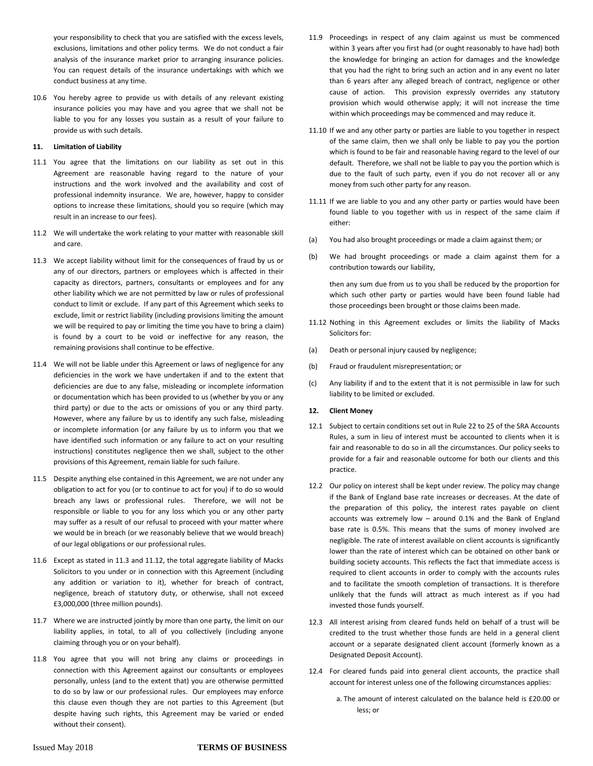your responsibility to check that you are satisfied with the excess levels, exclusions, limitations and other policy terms. We do not conduct a fair analysis of the insurance market prior to arranging insurance policies. You can request details of the insurance undertakings with which we conduct business at any time.

10.6 You hereby agree to provide us with details of any relevant existing insurance policies you may have and you agree that we shall not be liable to you for any losses you sustain as a result of your failure to provide us with such details.

**11. Limitation of Liability**

11.1 You agree that the limitations on our liability as set out in this Agreement are reasonable having regard to the nature of your instructions and the work involved and the availability and cost of professional indemnity insurance. We are, however, happy to consider options to increase these limitations, should you so require (which may result in an increase to our fees).

11.2 We will undertake the work relating to your matter with reasonable skill and care.

11.3 We accept liability without limit for the consequences of fraud by us or any of our directors, partners or employees which is affected in their capacity as directors, partners, consultants or employees and for any other liability which we are not permitted by law or rules of professional conduct to limit or exclude. If any part of this Agreement which seeks to exclude, limit or restrict liability (including provisions limiting the amount we will be required to pay or limiting the time you have to bring a claim) is found by a court to be void or ineffective for any reason, the remaining provisions shall continue to be effective.

11.4 We will not be liable under this Agreement or laws of negligence for any deficiencies in the work we have undertaken if and to the extent that deficiencies are due to any false, misleading or incomplete information or documentation which has been provided to us (whether by you or any third party) or due to the acts or omissions of you or any third party. However, where any failure by us to identify any such false, misleading or incomplete information (or any failure by us to inform you that we have identified such information or any failure to act on your resulting instructions) constitutes negligence then we shall, subject to the other provisions of this Agreement, remain liable for such failure.

11.5 Despite anything else contained in this Agreement, we are not under any obligation to act for you (or to continue to act for you) if to do so would breach any laws or professional rules. Therefore, we will not be responsible or liable to you for any loss which you or any other party may suffer as a result of our refusal to proceed with your matter where we would be in breach (or we reasonably believe that we would breach) of our legal obligations or our professional rules.

11.6 Except as stated in 11.3 and 11.12, the total aggregate liability of Macks Solicitors to you under or in connection with this Agreement (including any addition or variation to it), whether for breach of contract, negligence, breach of statutory duty, or otherwise, shall not exceed £3,000,000 (three million pounds).

11.7 Where we are instructed jointly by more than one party, the limit on our liability applies, in total, to all of you collectively (including anyone claiming through you or on your behalf).

11.8 You agree that you will not bring any claims or proceedings in connection with this Agreement against our consultants or employees personally, unless (and to the extent that) you are otherwise permitted to do so by law or our professional rules. Our employees may enforce this clause even though they are not parties to this Agreement (but despite having such rights, this Agreement may be varied or ended without their consent).

11.9 Proceedings in respect of any claim against us must be commenced within 3 years after you first had (or ought reasonably to have had) both the knowledge for bringing an action for damages and the knowledge that you had the right to bring such an action and in any event no later than 6 years after any alleged breach of contract, negligence or other cause of action. This provision expressly overrides any statutory provision which would otherwise apply; it will not increase the time within which proceedings may be commenced and may reduce it.

11.10 If we and any other party or parties are liable to you together in respect of the same claim, then we shall only be liable to pay you the portion which is found to be fair and reasonable having regard to the level of our default. Therefore, we shall not be liable to pay you the portion which is due to the fault of such party, even if you do not recover all or any money from such other party for any reason.

11.11 If we are liable to you and any other party or parties would have been found liable to you together with us in respect of the same claim if either:

(a) You had also brought proceedings or made a claim against them; or

(b) We had brought proceedings or made a claim against them for a contribution towards our liability,

then any sum due from us to you shall be reduced by the proportion for which such other party or parties would have been found liable had those proceedings been brought or those claims been made.

11.12 Nothing in this Agreement excludes or limits the liability of Macks Solicitors for:

(a) Death or personal injury caused by negligence;

(b) Fraud or fraudulent misrepresentation; or

(c) Any liability if and to the extent that it is not permissible in law for such liability to be limited or excluded.

**12. Client Money**

12.1 Subject to certain conditions set out in Rule 22 to 25 of the SRA Accounts Rules, a sum in lieu of interest must be accounted to clients when it is fair and reasonable to do so in all the circumstances. Our policy seeks to provide for a fair and reasonable outcome for both our clients and this practice.

12.2 Our policy on interest shall be kept under review. The policy may change if the Bank of England base rate increases or decreases. At the date of the preparation of this policy, the interest rates payable on client accounts was extremely low – around 0.1% and the Bank of England base rate is 0.5%. This means that the sums of money involved are negligible. The rate of interest available on client accounts is significantly lower than the rate of interest which can be obtained on other bank or building society accounts. This reflects the fact that immediate access is required to client accounts in order to comply with the accounts rules and to facilitate the smooth completion of transactions. It is therefore unlikely that the funds will attract as much interest as if you had invested those funds yourself.

12.3 All interest arising from cleared funds held on behalf of a trust will be credited to the trust whether those funds are held in a general client account or a separate designated client account (formerly known as a Designated Deposit Account).

12.4 For cleared funds paid into general client accounts, the practice shall account for interest unless one of the following circumstances applies:

a. The amount of interest calculated on the balance held is £20.00 or less; or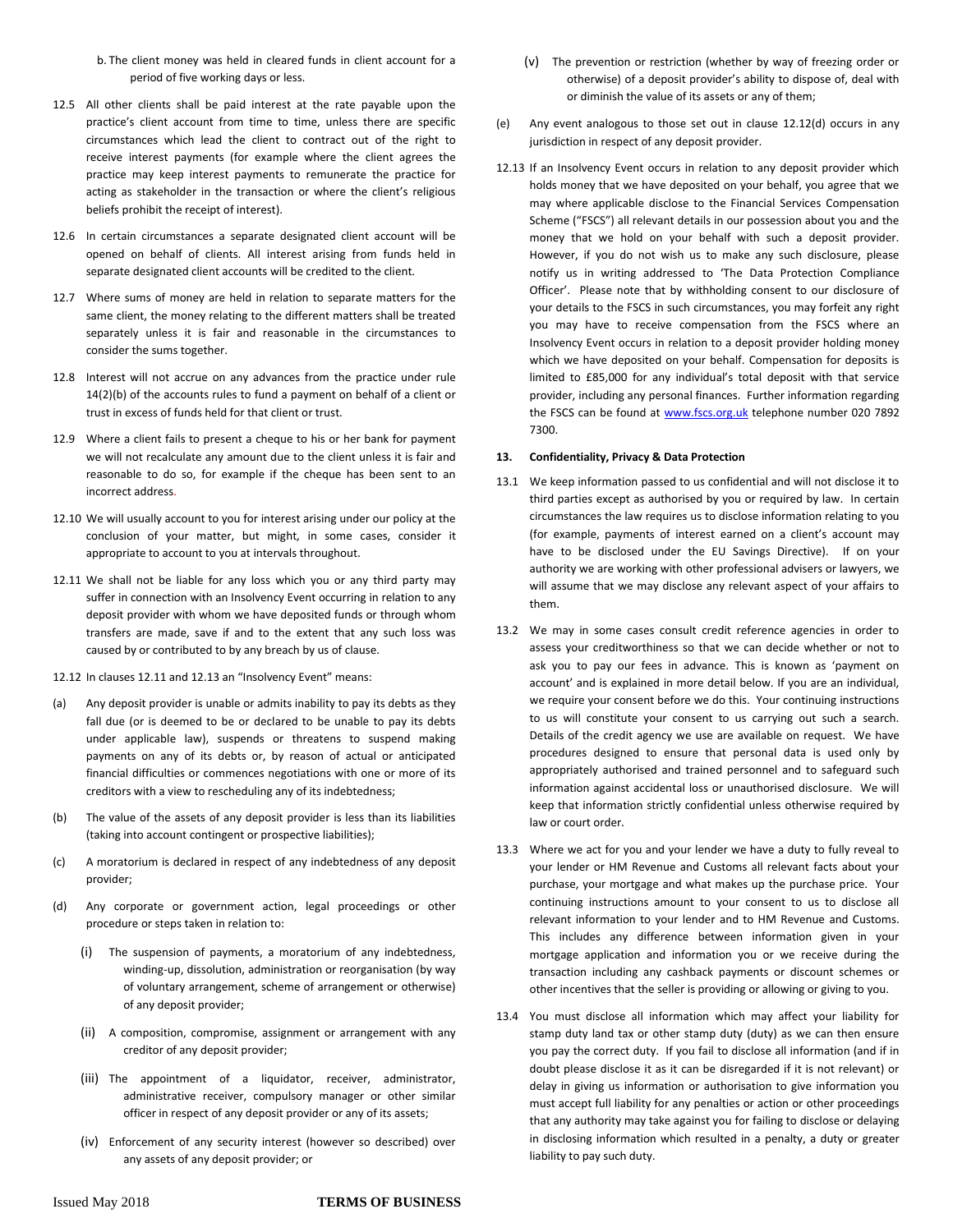b. The client money was held in cleared funds in client account for a period of five working days or less.

12.5 All other clients shall be paid interest at the rate payable upon the practice's client account from time to time, unless there are specific circumstances which lead the client to contract out of the right to receive interest payments (for example where the client agrees the practice may keep interest payments to remunerate the practice for acting as stakeholder in the transaction or where the client's religious beliefs prohibit the receipt of interest).

12.6 In certain circumstances a separate designated client account will be opened on behalf of clients. All interest arising from funds held in separate designated client accounts will be credited to the client.

12.7 Where sums of money are held in relation to separate matters for the same client, the money relating to the different matters shall be treated separately unless it is fair and reasonable in the circumstances to consider the sums together.

12.8 Interest will not accrue on any advances from the practice under rule 14(2)(b) of the accounts rules to fund a payment on behalf of a client or trust in excess of funds held for that client or trust.

12.9 Where a client fails to present a cheque to his or her bank for payment we will not recalculate any amount due to the client unless it is fair and reasonable to do so, for example if the cheque has been sent to an incorrect address.

12.10 We will usually account to you for interest arising under our policy at the conclusion of your matter, but might, in some cases, consider it appropriate to account to you at intervals throughout.

12.11 We shall not be liable for any loss which you or any third party may suffer in connection with an Insolvency Event occurring in relation to any deposit provider with whom we have deposited funds or through whom transfers are made, save if and to the extent that any such loss was caused by or contributed to by any breach by us of clause.

12.12 In clauses 12.11 and 12.13 an "Insolvency Event" means:

(a) Any deposit provider is unable or admits inability to pay its debts as they fall due (or is deemed to be or declared to be unable to pay its debts under applicable law), suspends or threatens to suspend making payments on any of its debts or, by reason of actual or anticipated financial difficulties or commences negotiations with one or more of its creditors with a view to rescheduling any of its indebtedness;

(b) The value of the assets of any deposit provider is less than its liabilities (taking into account contingent or prospective liabilities);

(c) A moratorium is declared in respect of any indebtedness of any deposit provider;

(d) Any corporate or government action, legal proceedings or other procedure or steps taken in relation to:

(i) The suspension of payments, a moratorium of any indebtedness, winding-up, dissolution, administration or reorganisation (by way of voluntary arrangement, scheme of arrangement or otherwise) of any deposit provider;

(ii) A composition, compromise, assignment or arrangement with any creditor of any deposit provider;

(iii) The appointment of a liquidator, receiver, administrator, administrative receiver, compulsory manager or other similar officer in respect of any deposit provider or any of its assets;

(iv) Enforcement of any security interest (however so described) over any assets of any deposit provider; or

(v) The prevention or restriction (whether by way of freezing order or otherwise) of a deposit provider's ability to dispose of, deal with or diminish the value of its assets or any of them;

(e) Any event analogous to those set out in clause 12.12(d) occurs in any jurisdiction in respect of any deposit provider.

12.13 If an Insolvency Event occurs in relation to any deposit provider which holds money that we have deposited on your behalf, you agree that we may where applicable disclose to the Financial Services Compensation Scheme ("FSCS") all relevant details in our possession about you and the money that we hold on your behalf with such a deposit provider. However, if you do not wish us to make any such disclosure, please notify us in writing addressed to 'The Data Protection Compliance Officer'. Please note that by withholding consent to our disclosure of your details to the FSCS in such circumstances, you may forfeit any right you may have to receive compensation from the FSCS where an Insolvency Event occurs in relation to a deposit provider holding money which we have deposited on your behalf. Compensation for deposits is limited to £85,000 for any individual's total deposit with that service provider, including any personal finances. Further information regarding the FSCS can be found at www.fscs.org.uk telephone number 020 7892 7300.

**13. Confidentiality, Privacy & Data Protection**

13.1 We keep information passed to us confidential and will not disclose it to third parties except as authorised by you or required by law. In certain circumstances the law requires us to disclose information relating to you (for example, payments of interest earned on a client's account may have to be disclosed under the EU Savings Directive). If on your authority we are working with other professional advisers or lawyers, we will assume that we may disclose any relevant aspect of your affairs to them.

13.2 We may in some cases consult credit reference agencies in order to assess your creditworthiness so that we can decide whether or not to ask you to pay our fees in advance. This is known as 'payment on account' and is explained in more detail below. If you are an individual, we require your consent before we do this. Your continuing instructions to us will constitute your consent to us carrying out such a search. Details of the credit agency we use are available on request. We have procedures designed to ensure that personal data is used only by appropriately authorised and trained personnel and to safeguard such information against accidental loss or unauthorised disclosure. We will keep that information strictly confidential unless otherwise required by law or court order.

13.3 Where we act for you and your lender we have a duty to fully reveal to your lender or HM Revenue and Customs all relevant facts about your purchase, your mortgage and what makes up the purchase price. Your continuing instructions amount to your consent to us to disclose all relevant information to your lender and to HM Revenue and Customs. This includes any difference between information given in your mortgage application and information you or we receive during the transaction including any cashback payments or discount schemes or other incentives that the seller is providing or allowing or giving to you.

13.4 You must disclose all information which may affect your liability for stamp duty land tax or other stamp duty (duty) as we can then ensure you pay the correct duty. If you fail to disclose all information (and if in doubt please disclose it as it can be disregarded if it is not relevant) or delay in giving us information or authorisation to give information you must accept full liability for any penalties or action or other proceedings that any authority may take against you for failing to disclose or delaying in disclosing information which resulted in a penalty, a duty or greater liability to pay such duty.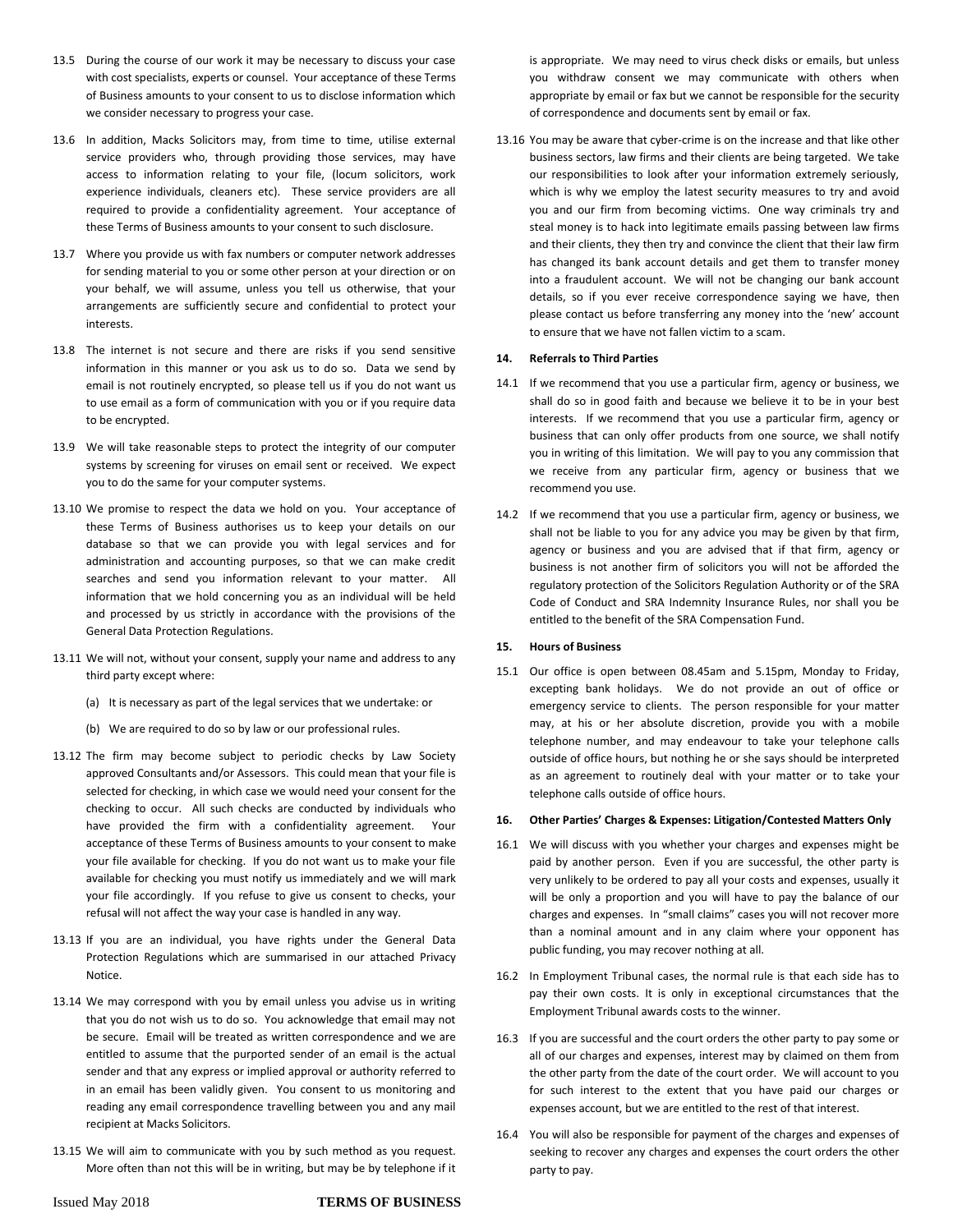13.5 During the course of our work it may be necessary to discuss your case with cost specialists, experts or counsel. Your acceptance of these Terms of Business amounts to your consent to us to disclose information which we consider necessary to progress your case.

13.6 In addition, Macks Solicitors may, from time to time, utilise external service providers who, through providing those services, may have access to information relating to your file, (locum solicitors, work experience individuals, cleaners etc). These service providers are all required to provide a confidentiality agreement. Your acceptance of these Terms of Business amounts to your consent to such disclosure.

13.7 Where you provide us with fax numbers or computer network addresses for sending material to you or some other person at your direction or on your behalf, we will assume, unless you tell us otherwise, that your arrangements are sufficiently secure and confidential to protect your interests.

13.8 The internet is not secure and there are risks if you send sensitive information in this manner or you ask us to do so. Data we send by email is not routinely encrypted, so please tell us if you do not want us to use email as a form of communication with you or if you require data to be encrypted.

13.9 We will take reasonable steps to protect the integrity of our computer systems by screening for viruses on email sent or received. We expect you to do the same for your computer systems.

13.10 We promise to respect the data we hold on you. Your acceptance of these Terms of Business authorises us to keep your details on our database so that we can provide you with legal services and for administration and accounting purposes, so that we can make credit searches and send you information relevant to your matter. All information that we hold concerning you as an individual will be held and processed by us strictly in accordance with the provisions of the General Data Protection Regulations.

13.11 We will not, without your consent, supply your name and address to any third party except where:

(a) It is necessary as part of the legal services that we undertake: or

(b) We are required to do so by law or our professional rules.

13.12 The firm may become subject to periodic checks by Law Society approved Consultants and/or Assessors. This could mean that your file is selected for checking, in which case we would need your consent for the checking to occur. All such checks are conducted by individuals who have provided the firm with a confidentiality agreement. Your acceptance of these Terms of Business amounts to your consent to make your file available for checking. If you do not want us to make your file available for checking you must notify us immediately and we will mark your file accordingly. If you refuse to give us consent to checks, your refusal will not affect the way your case is handled in any way.

13.13 If you are an individual, you have rights under the General Data Protection Regulations which are summarised in our attached Privacy Notice.

13.14 We may correspond with you by email unless you advise us in writing that you do not wish us to do so. You acknowledge that email may not be secure. Email will be treated as written correspondence and we are entitled to assume that the purported sender of an email is the actual sender and that any express or implied approval or authority referred to in an email has been validly given. You consent to us monitoring and reading any email correspondence travelling between you and any mail recipient at Macks Solicitors.

13.15 We will aim to communicate with you by such method as you request. More often than not this will be in writing, but may be by telephone if it is appropriate. We may need to virus check disks or emails, but unless you withdraw consent we may communicate with others when appropriate by email or fax but we cannot be responsible for the security of correspondence and documents sent by email or fax.

13.16 You may be aware that cyber-crime is on the increase and that like other business sectors, law firms and their clients are being targeted. We take our responsibilities to look after your information extremely seriously, which is why we employ the latest security measures to try and avoid you and our firm from becoming victims. One way criminals try and steal money is to hack into legitimate emails passing between law firms and their clients, they then try and convince the client that their law firm has changed its bank account details and get them to transfer money into a fraudulent account. We will not be changing our bank account details, so if you ever receive correspondence saying we have, then please contact us before transferring any money into the 'new' account to ensure that we have not fallen victim to a scam.

**14. Referrals to Third Parties**

14.1 If we recommend that you use a particular firm, agency or business, we shall do so in good faith and because we believe it to be in your best interests. If we recommend that you use a particular firm, agency or business that can only offer products from one source, we shall notify you in writing of this limitation. We will pay to you any commission that we receive from any particular firm, agency or business that we recommend you use.

14.2 If we recommend that you use a particular firm, agency or business, we shall not be liable to you for any advice you may be given by that firm, agency or business and you are advised that if that firm, agency or business is not another firm of solicitors you will not be afforded the regulatory protection of the Solicitors Regulation Authority or of the SRA Code of Conduct and SRA Indemnity Insurance Rules, nor shall you be entitled to the benefit of the SRA Compensation Fund.

**15. Hours of Business**

15.1 Our office is open between 08.45am and 5.15pm, Monday to Friday, excepting bank holidays. We do not provide an out of office or emergency service to clients. The person responsible for your matter may, at his or her absolute discretion, provide you with a mobile telephone number, and may endeavour to take your telephone calls outside of office hours, but nothing he or she says should be interpreted as an agreement to routinely deal with your matter or to take your telephone calls outside of office hours.

**16. Other Parties' Charges & Expenses: Litigation/Contested Matters Only**

16.1 We will discuss with you whether your charges and expenses might be paid by another person. Even if you are successful, the other party is very unlikely to be ordered to pay all your costs and expenses, usually it will be only a proportion and you will have to pay the balance of our charges and expenses. In "small claims" cases you will not recover more than a nominal amount and in any claim where your opponent has public funding, you may recover nothing at all.

16.2 In Employment Tribunal cases, the normal rule is that each side has to pay their own costs. It is only in exceptional circumstances that the Employment Tribunal awards costs to the winner.

16.3 If you are successful and the court orders the other party to pay some or all of our charges and expenses, interest may by claimed on them from the other party from the date of the court order. We will account to you for such interest to the extent that you have paid our charges or expenses account, but we are entitled to the rest of that interest.

16.4 You will also be responsible for payment of the charges and expenses of seeking to recover any charges and expenses the court orders the other party to pay.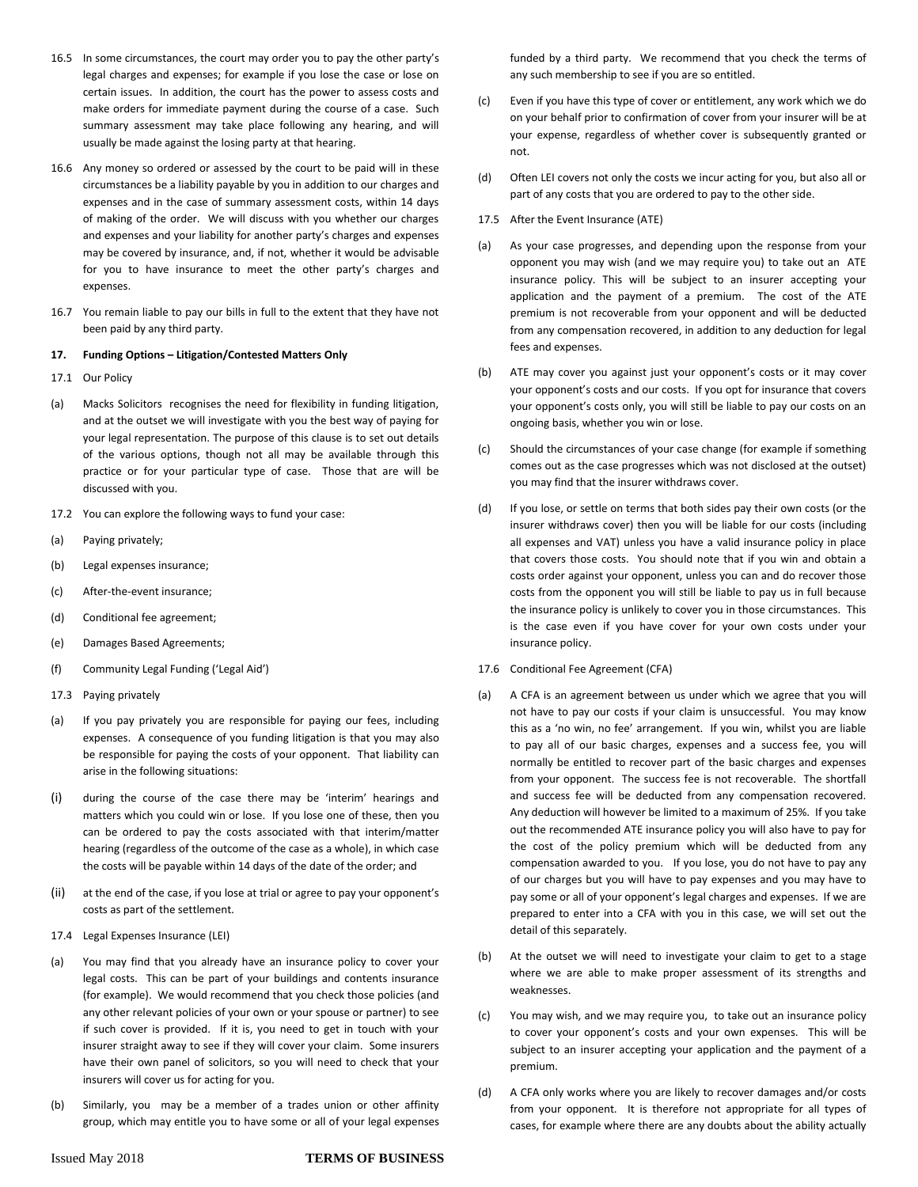16.5 In some circumstances, the court may order you to pay the other party's legal charges and expenses; for example if you lose the case or lose on certain issues. In addition, the court has the power to assess costs and make orders for immediate payment during the course of a case. Such summary assessment may take place following any hearing, and will usually be made against the losing party at that hearing.

16.6 Any money so ordered or assessed by the court to be paid will in these circumstances be a liability payable by you in addition to our charges and expenses and in the case of summary assessment costs, within 14 days of making of the order. We will discuss with you whether our charges and expenses and your liability for another party's charges and expenses may be covered by insurance, and, if not, whether it would be advisable for you to have insurance to meet the other party's charges and expenses.

16.7 You remain liable to pay our bills in full to the extent that they have not been paid by any third party.

**17. Funding Options – Litigation/Contested Matters Only**

17.1 Our Policy

(a) Macks Solicitors recognises the need for flexibility in funding litigation, and at the outset we will investigate with you the best way of paying for your legal representation. The purpose of this clause is to set out details of the various options, though not all may be available through this practice or for your particular type of case. Those that are will be discussed with you.

17.2 You can explore the following ways to fund your case:

(a) Paying privately;

(b) Legal expenses insurance;

(c) After-the-event insurance;

(d) Conditional fee agreement;

(e) Damages Based Agreements;

(f) Community Legal Funding ('Legal Aid')

17.3 Paying privately

(a) If you pay privately you are responsible for paying our fees, including expenses. A consequence of you funding litigation is that you may also be responsible for paying the costs of your opponent. That liability can arise in the following situations:

(i) during the course of the case there may be 'interim' hearings and matters which you could win or lose. If you lose one of these, then you can be ordered to pay the costs associated with that interim/matter hearing (regardless of the outcome of the case as a whole), in which case the costs will be payable within 14 days of the date of the order; and

(ii) at the end of the case, if you lose at trial or agree to pay your opponent's costs as part of the settlement.

17.4 Legal Expenses Insurance (LEI)

(a) You may find that you already have an insurance policy to cover your legal costs. This can be part of your buildings and contents insurance (for example). We would recommend that you check those policies (and any other relevant policies of your own or your spouse or partner) to see if such cover is provided. If it is, you need to get in touch with your insurer straight away to see if they will cover your claim. Some insurers have their own panel of solicitors, so you will need to check that your insurers will cover us for acting for you.

(b) Similarly, you may be a member of a trades union or other affinity group, which may entitle you to have some or all of your legal expenses funded by a third party. We recommend that you check the terms of any such membership to see if you are so entitled.

(c) Even if you have this type of cover or entitlement, any work which we do on your behalf prior to confirmation of cover from your insurer will be at your expense, regardless of whether cover is subsequently granted or not.

(d) Often LEI covers not only the costs we incur acting for you, but also all or part of any costs that you are ordered to pay to the other side.

17.5 After the Event Insurance (ATE)

(a) As your case progresses, and depending upon the response from your opponent you may wish (and we may require you) to take out an ATE insurance policy. This will be subject to an insurer accepting your application and the payment of a premium. The cost of the ATE premium is not recoverable from your opponent and will be deducted from any compensation recovered, in addition to any deduction for legal fees and expenses.

(b) ATE may cover you against just your opponent's costs or it may cover your opponent's costs and our costs. If you opt for insurance that covers your opponent's costs only, you will still be liable to pay our costs on an ongoing basis, whether you win or lose.

(c) Should the circumstances of your case change (for example if something comes out as the case progresses which was not disclosed at the outset) you may find that the insurer withdraws cover.

(d) If you lose, or settle on terms that both sides pay their own costs (or the insurer withdraws cover) then you will be liable for our costs (including all expenses and VAT) unless you have a valid insurance policy in place that covers those costs. You should note that if you win and obtain a costs order against your opponent, unless you can and do recover those costs from the opponent you will still be liable to pay us in full because the insurance policy is unlikely to cover you in those circumstances. This is the case even if you have cover for your own costs under your insurance policy.

17.6 Conditional Fee Agreement (CFA)

(a) A CFA is an agreement between us under which we agree that you will not have to pay our costs if your claim is unsuccessful. You may know this as a 'no win, no fee' arrangement. If you win, whilst you are liable to pay all of our basic charges, expenses and a success fee, you will normally be entitled to recover part of the basic charges and expenses from your opponent. The success fee is not recoverable. The shortfall and success fee will be deducted from any compensation recovered. Any deduction will however be limited to a maximum of 25%. If you take out the recommended ATE insurance policy you will also have to pay for the cost of the policy premium which will be deducted from any compensation awarded to you. If you lose, you do not have to pay any of our charges but you will have to pay expenses and you may have to pay some or all of your opponent's legal charges and expenses. If we are prepared to enter into a CFA with you in this case, we will set out the detail of this separately.

(b) At the outset we will need to investigate your claim to get to a stage where we are able to make proper assessment of its strengths and weaknesses.

(c) You may wish, and we may require you, to take out an insurance policy to cover your opponent's costs and your own expenses. This will be subject to an insurer accepting your application and the payment of a premium.

(d) A CFA only works where you are likely to recover damages and/or costs from your opponent. It is therefore not appropriate for all types of cases, for example where there are any doubts about the ability actually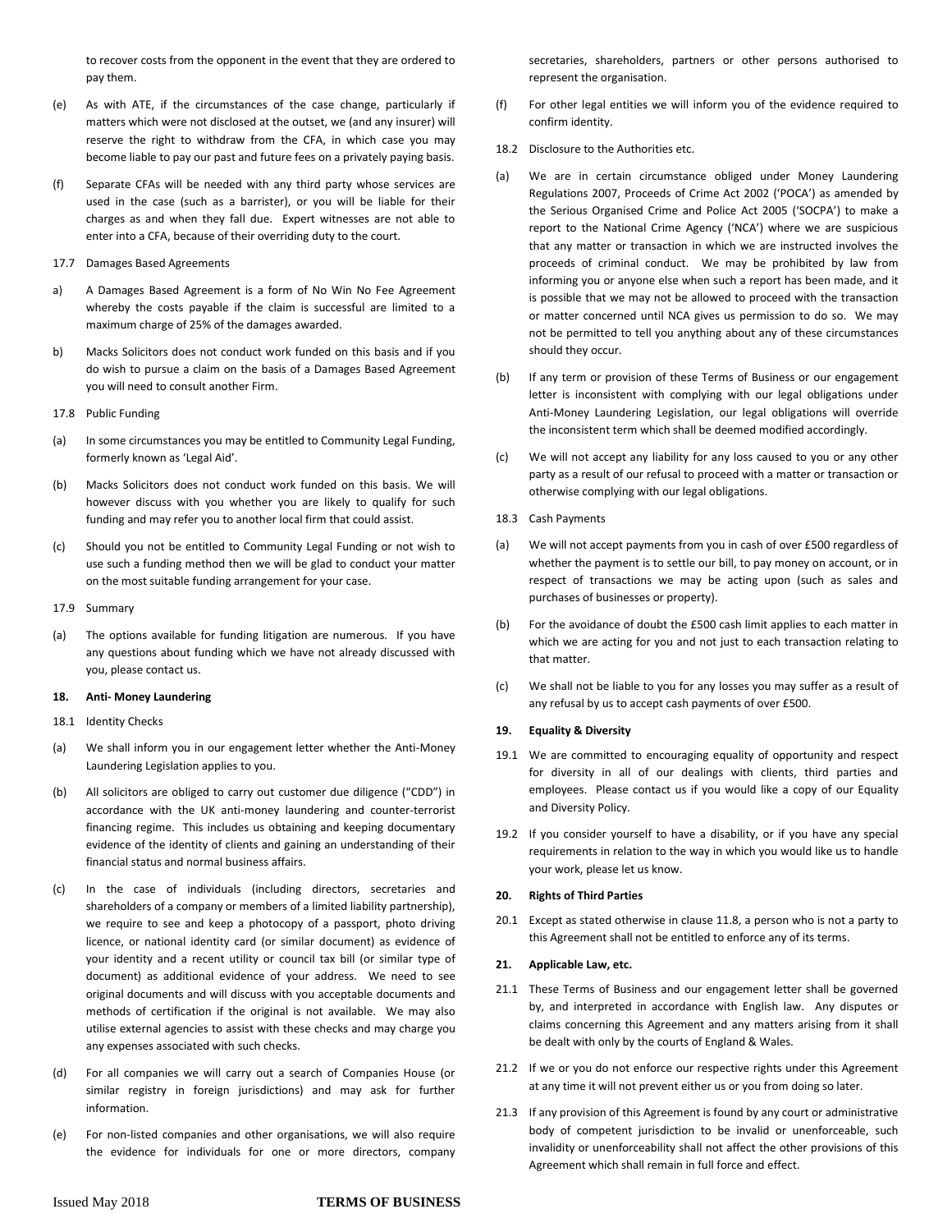to recover costs from the opponent in the event that they are ordered to pay them.

(e) As with ATE, if the circumstances of the case change, particularly if matters which were not disclosed at the outset, we (and any insurer) will reserve the right to withdraw from the CFA, in which case you may become liable to pay our past and future fees on a privately paying basis.

(f) Separate CFAs will be needed with any third party whose services are used in the case (such as a barrister), or you will be liable for their charges as and when they fall due. Expert witnesses are not able to enter into a CFA, because of their overriding duty to the court.

17.7 Damages Based Agreements

a) A Damages Based Agreement is a form of No Win No Fee Agreement whereby the costs payable if the claim is successful are limited to a maximum charge of 25% of the damages awarded.

b) Macks Solicitors does not conduct work funded on this basis and if you do wish to pursue a claim on the basis of a Damages Based Agreement you will need to consult another Firm.

17.8 Public Funding

(a) In some circumstances you may be entitled to Community Legal Funding, formerly known as 'Legal Aid'.

(b) Macks Solicitors does not conduct work funded on this basis. We will however discuss with you whether you are likely to qualify for such funding and may refer you to another local firm that could assist.

(c) Should you not be entitled to Community Legal Funding or not wish to use such a funding method then we will be glad to conduct your matter on the most suitable funding arrangement for your case.

17.9 Summary

(a) The options available for funding litigation are numerous. If you have any questions about funding which we have not already discussed with you, please contact us.

**18. Anti- Money Laundering**

18.1 Identity Checks

(a) We shall inform you in our engagement letter whether the Anti-Money Laundering Legislation applies to you.

(b) All solicitors are obliged to carry out customer due diligence ("CDD") in accordance with the UK anti-money laundering and counter-terrorist financing regime. This includes us obtaining and keeping documentary evidence of the identity of clients and gaining an understanding of their financial status and normal business affairs.

(c) In the case of individuals (including directors, secretaries and shareholders of a company or members of a limited liability partnership), we require to see and keep a photocopy of a passport, photo driving licence, or national identity card (or similar document) as evidence of your identity and a recent utility or council tax bill (or similar type of document) as additional evidence of your address. We need to see original documents and will discuss with you acceptable documents and methods of certification if the original is not available. We may also utilise external agencies to assist with these checks and may charge you any expenses associated with such checks.

(d) For all companies we will carry out a search of Companies House (or similar registry in foreign jurisdictions) and may ask for further information.

(e) For non-listed companies and other organisations, we will also require the evidence for individuals for one or more directors, company secretaries, shareholders, partners or other persons authorised to represent the organisation.

(f) For other legal entities we will inform you of the evidence required to confirm identity.

18.2 Disclosure to the Authorities etc.

(a) We are in certain circumstance obliged under Money Laundering Regulations 2007, Proceeds of Crime Act 2002 ('POCA') as amended by the Serious Organised Crime and Police Act 2005 ('SOCPA') to make a report to the National Crime Agency ('NCA') where we are suspicious that any matter or transaction in which we are instructed involves the proceeds of criminal conduct. We may be prohibited by law from informing you or anyone else when such a report has been made, and it is possible that we may not be allowed to proceed with the transaction or matter concerned until NCA gives us permission to do so. We may not be permitted to tell you anything about any of these circumstances should they occur.

(b) If any term or provision of these Terms of Business or our engagement letter is inconsistent with complying with our legal obligations under Anti-Money Laundering Legislation, our legal obligations will override the inconsistent term which shall be deemed modified accordingly.

(c) We will not accept any liability for any loss caused to you or any other party as a result of our refusal to proceed with a matter or transaction or otherwise complying with our legal obligations.

18.3 Cash Payments

(a) We will not accept payments from you in cash of over £500 regardless of whether the payment is to settle our bill, to pay money on account, or in respect of transactions we may be acting upon (such as sales and purchases of businesses or property).

(b) For the avoidance of doubt the £500 cash limit applies to each matter in which we are acting for you and not just to each transaction relating to that matter.

(c) We shall not be liable to you for any losses you may suffer as a result of any refusal by us to accept cash payments of over £500.

**19. Equality & Diversity**

19.1 We are committed to encouraging equality of opportunity and respect for diversity in all of our dealings with clients, third parties and employees. Please contact us if you would like a copy of our Equality and Diversity Policy.

19.2 If you consider yourself to have a disability, or if you have any special requirements in relation to the way in which you would like us to handle your work, please let us know.

**20. Rights of Third Parties**

20.1 Except as stated otherwise in clause 11.8, a person who is not a party to this Agreement shall not be entitled to enforce any of its terms.

**21. Applicable Law, etc.**

21.1 These Terms of Business and our engagement letter shall be governed by, and interpreted in accordance with English law. Any disputes or claims concerning this Agreement and any matters arising from it shall be dealt with only by the courts of England & Wales.

21.2 If we or you do not enforce our respective rights under this Agreement at any time it will not prevent either us or you from doing so later.

21.3 If any provision of this Agreement is found by any court or administrative body of competent jurisdiction to be invalid or unenforceable, such invalidity or unenforceability shall not affect the other provisions of this Agreement which shall remain in full force and effect.